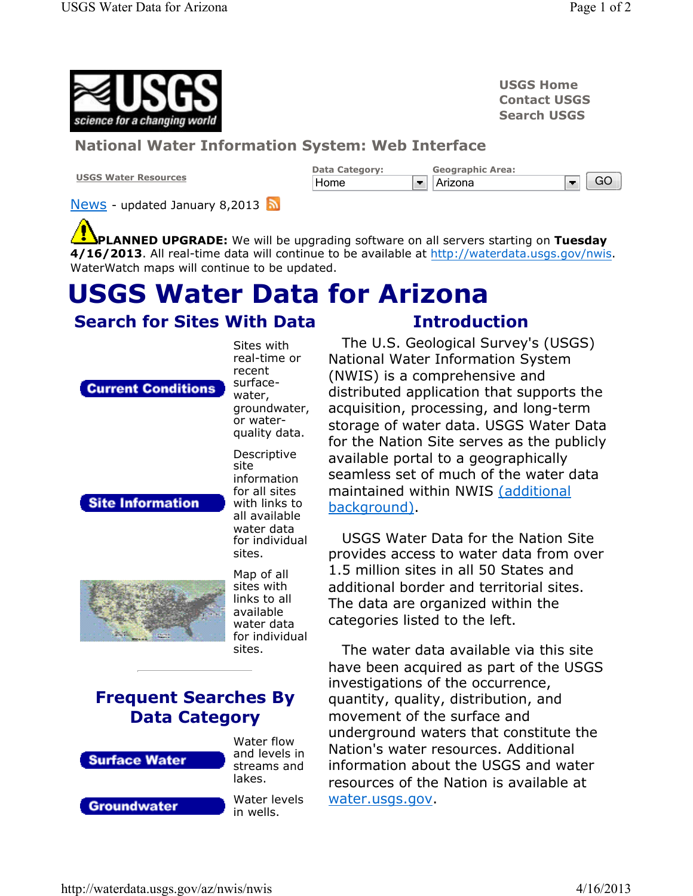USGS Home
Contact USGS
Search USGS

## National Water Information System: Web Interface

USGS Water Resources

Data Category: Home | Geographic Area: Arizona | GO

News - updated January 8,2013

**PLANNED UPGRADE:** We will be upgrading software on all servers starting on **Tuesday 4/16/2013**. All real-time data will continue to be available at http://waterdata.usgs.gov/nwis. WaterWatch maps will continue to be updated.

# USGS Water Data for Arizona

## Search for Sites With Data

**Current Conditions** — Sites with real-time or recent surface-water, groundwater, or water-quality data.

**Site Information** — Descriptive site information for all sites with links to all available water data for individual sites.

Map of all sites with links to all available water data for individual sites.

## Frequent Searches By Data Category

**Surface Water** — Water flow and levels in streams and lakes.

**Groundwater** — Water levels in wells.

## Introduction

The U.S. Geological Survey's (USGS) National Water Information System (NWIS) is a comprehensive and distributed application that supports the acquisition, processing, and long-term storage of water data. USGS Water Data for the Nation Site serves as the publicly available portal to a geographically seamless set of much of the water data maintained within NWIS (additional background).

USGS Water Data for the Nation Site provides access to water data from over 1.5 million sites in all 50 States and additional border and territorial sites. The data are organized within the categories listed to the left.

The water data available via this site have been acquired as part of the USGS investigations of the occurrence, quantity, quality, distribution, and movement of the surface and underground waters that constitute the Nation's water resources. Additional information about the USGS and water resources of the Nation is available at water.usgs.gov.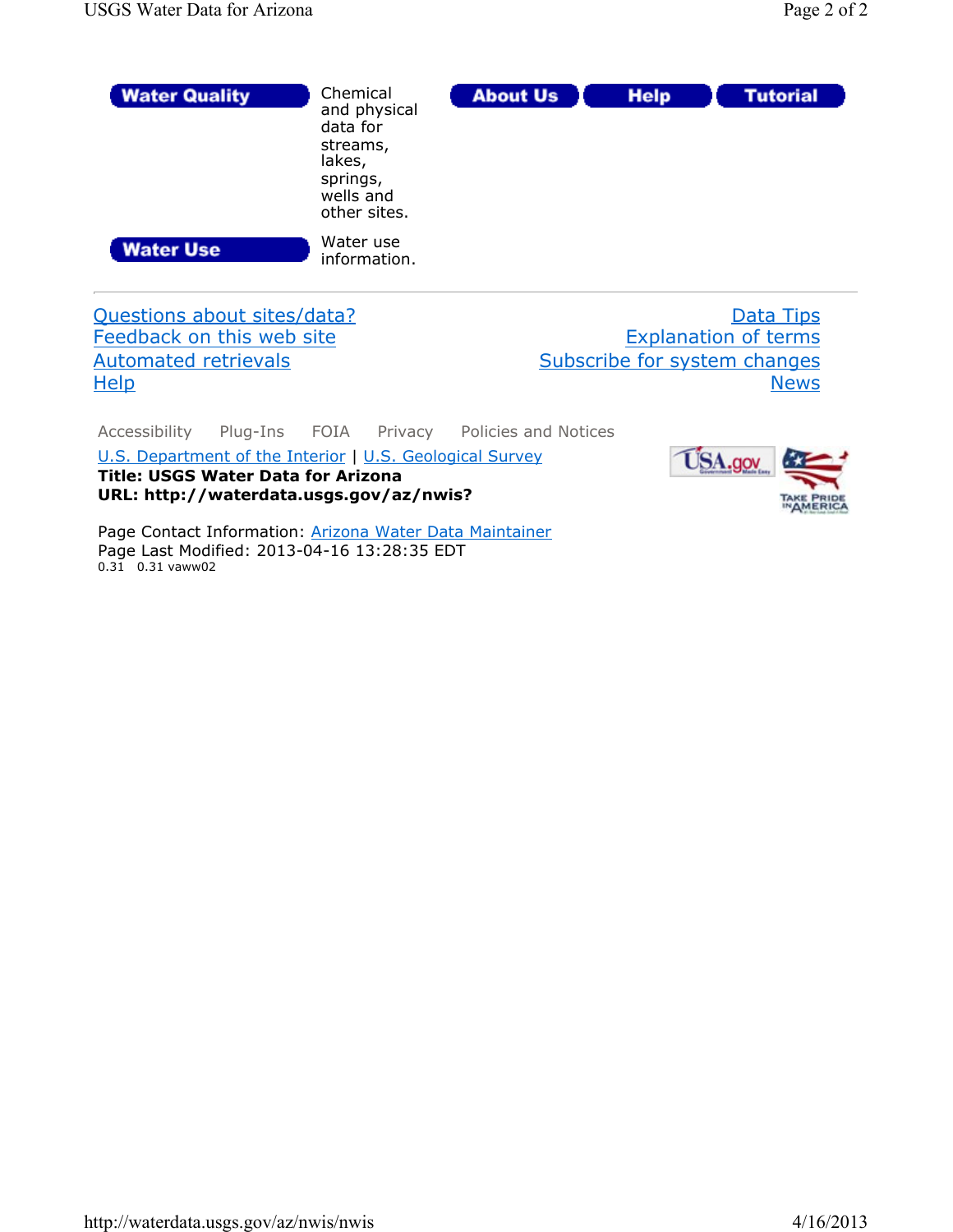**Water Quality** Chemical and physical data for streams, lakes, springs, wells and other sites.

**About Us** **Help** **Tutorial**

**Water Use** Water use information.

---

Questions about sites/data?
Feedback on this web site
Automated retrievals
Help

Data Tips
Explanation of terms
Subscribe for system changes
News

Accessibility Plug-Ins FOIA Privacy Policies and Notices

U.S. Department of the Interior | U.S. Geological Survey
**Title: USGS Water Data for Arizona**
**URL: http://waterdata.usgs.gov/az/nwis?**

Page Contact Information: Arizona Water Data Maintainer
Page Last Modified: 2013-04-16 13:28:35 EDT
0.31 0.31 vaww02